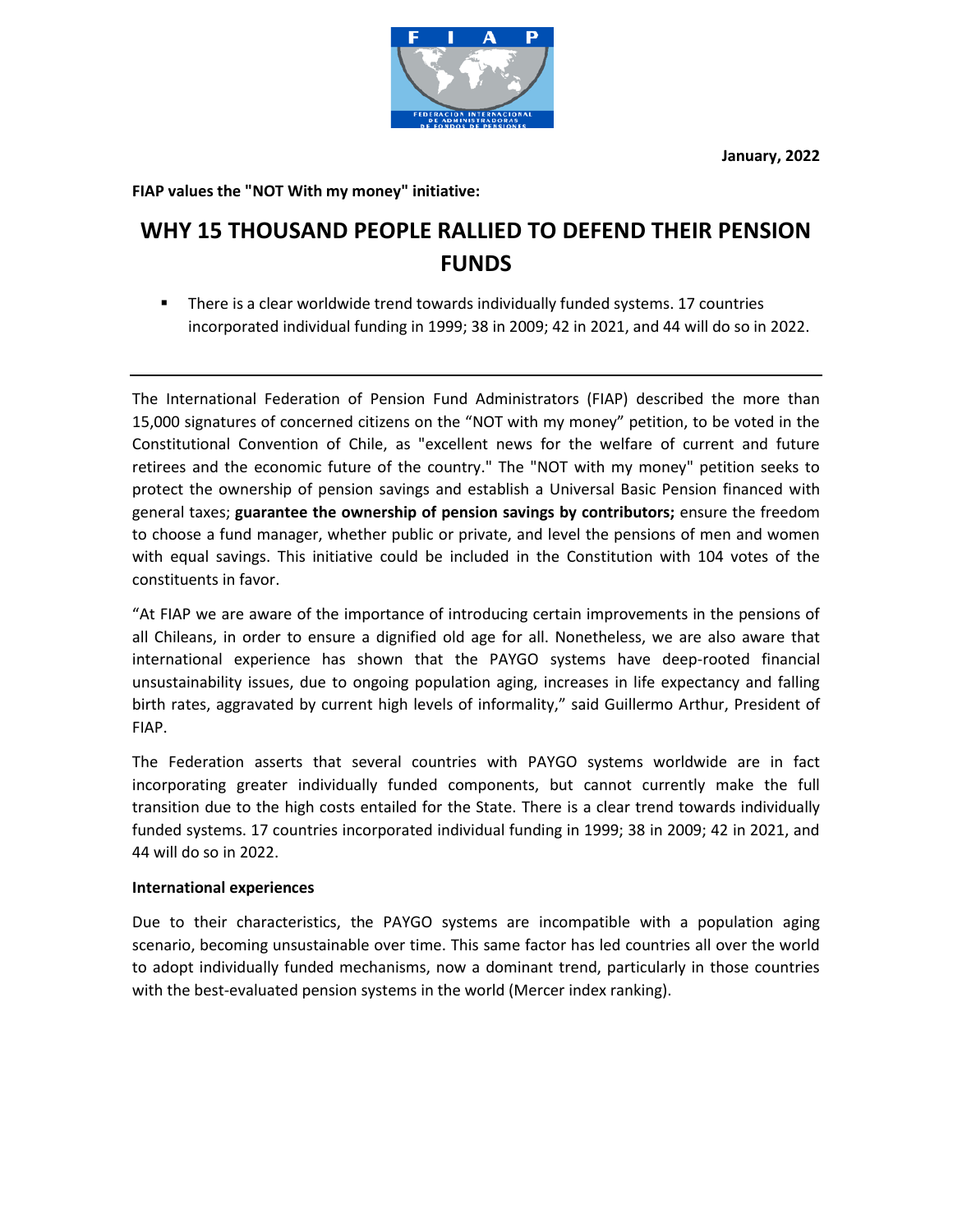January, 2022

**FIAP values the "NOT With my money" initiative:**

# WHY 15 THOUSAND PEOPLE RALLIED TO DEFEND THEIR PENSION FUNDS

- There is a clear worldwide trend towards individually funded systems. 17 countries incorporated individual funding in 1999; 38 in 2009; 42 in 2021, and 44 will do so in 2022.

---

The International Federation of Pension Fund Administrators (FIAP) described the more than 15,000 signatures of concerned citizens on the "NOT with my money" petition, to be voted in the Constitutional Convention of Chile, as "excellent news for the welfare of current and future retirees and the economic future of the country." The "NOT with my money" petition seeks to protect the ownership of pension savings and establish a Universal Basic Pension financed with general taxes; **guarantee the ownership of pension savings by contributors;** ensure the freedom to choose a fund manager, whether public or private, and level the pensions of men and women with equal savings. This initiative could be included in the Constitution with 104 votes of the constituents in favor.

"At FIAP we are aware of the importance of introducing certain improvements in the pensions of all Chileans, in order to ensure a dignified old age for all. Nonetheless, we are also aware that international experience has shown that the PAYGO systems have deep-rooted financial unsustainability issues, due to ongoing population aging, increases in life expectancy and falling birth rates, aggravated by current high levels of informality," said Guillermo Arthur, President of FIAP.

The Federation asserts that several countries with PAYGO systems worldwide are in fact incorporating greater individually funded components, but cannot currently make the full transition due to the high costs entailed for the State. There is a clear trend towards individually funded systems. 17 countries incorporated individual funding in 1999; 38 in 2009; 42 in 2021, and 44 will do so in 2022.

**International experiences**

Due to their characteristics, the PAYGO systems are incompatible with a population aging scenario, becoming unsustainable over time. This same factor has led countries all over the world to adopt individually funded mechanisms, now a dominant trend, particularly in those countries with the best-evaluated pension systems in the world (Mercer index ranking).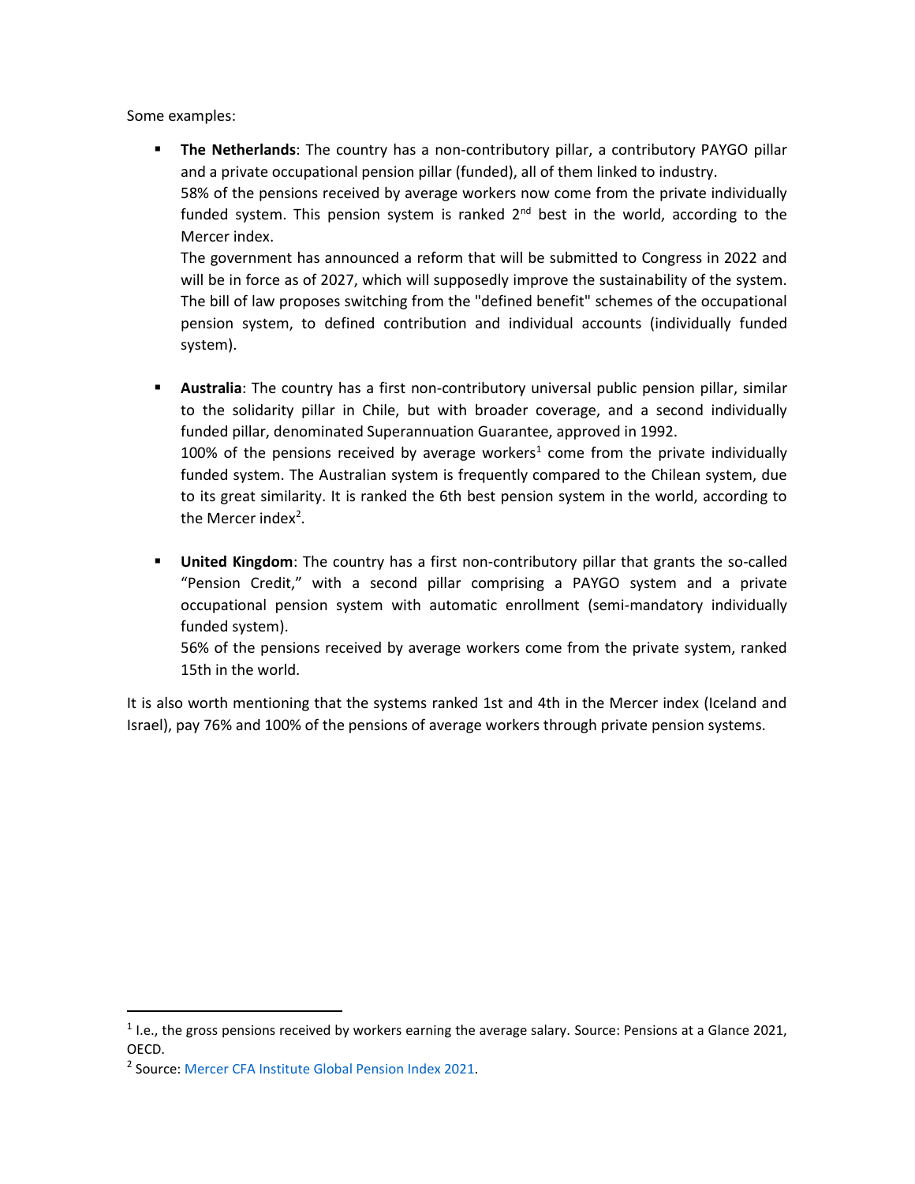Some examples:

- **The Netherlands**: The country has a non-contributory pillar, a contributory PAYGO pillar and a private occupational pension pillar (funded), all of them linked to industry.
  58% of the pensions received by average workers now come from the private individually funded system. This pension system is ranked 2nd best in the world, according to the Mercer index.
  The government has announced a reform that will be submitted to Congress in 2022 and will be in force as of 2027, which will supposedly improve the sustainability of the system. The bill of law proposes switching from the "defined benefit" schemes of the occupational pension system, to defined contribution and individual accounts (individually funded system).

- **Australia**: The country has a first non-contributory universal public pension pillar, similar to the solidarity pillar in Chile, but with broader coverage, and a second individually funded pillar, denominated Superannuation Guarantee, approved in 1992.
  100% of the pensions received by average workers[1] come from the private individually funded system. The Australian system is frequently compared to the Chilean system, due to its great similarity. It is ranked the 6th best pension system in the world, according to the Mercer index[2].

- **United Kingdom**: The country has a first non-contributory pillar that grants the so-called "Pension Credit," with a second pillar comprising a PAYGO system and a private occupational pension system with automatic enrollment (semi-mandatory individually funded system).
  56% of the pensions received by average workers come from the private system, ranked 15th in the world.

It is also worth mentioning that the systems ranked 1st and 4th in the Mercer index (Iceland and Israel), pay 76% and 100% of the pensions of average workers through private pension systems.

---

[1] I.e., the gross pensions received by workers earning the average salary. Source: Pensions at a Glance 2021, OECD.

[2] Source: Mercer CFA Institute Global Pension Index 2021.